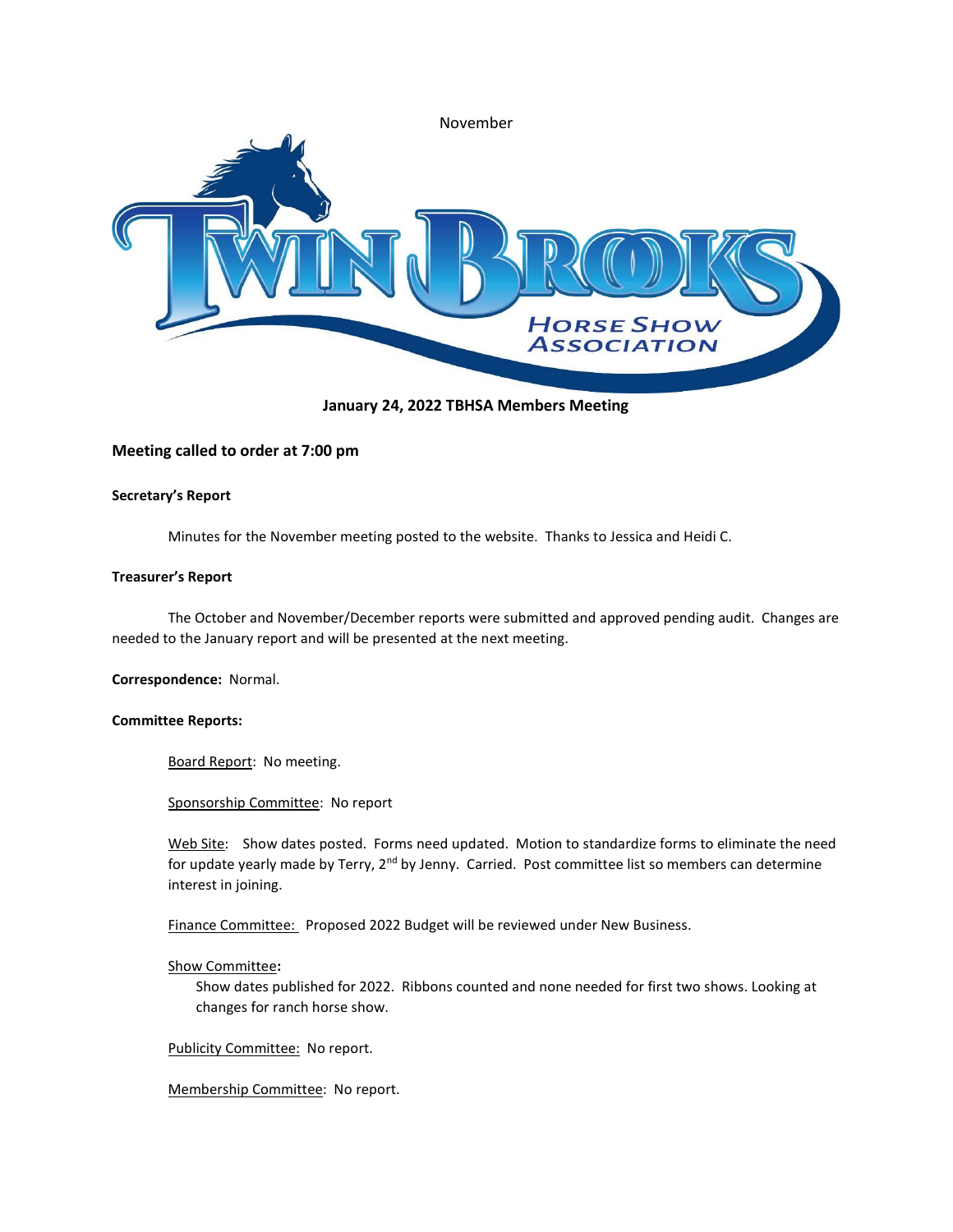November

# January 24, 2022 TBHSA Members Meeting

## Meeting called to order at 7:00 pm

**Secretary's Report**

Minutes for the November meeting posted to the website. Thanks to Jessica and Heidi C.

**Treasurer's Report**

The October and November/December reports were submitted and approved pending audit. Changes are needed to the January report and will be presented at the next meeting.

**Correspondence:** Normal.

**Committee Reports:**

Board Report: No meeting.

Sponsorship Committee: No report

Web Site: Show dates posted. Forms need updated. Motion to standardize forms to eliminate the need for update yearly made by Terry, 2nd by Jenny. Carried. Post committee list so members can determine interest in joining.

Finance Committee: Proposed 2022 Budget will be reviewed under New Business.

Show Committee**:**

Show dates published for 2022. Ribbons counted and none needed for first two shows. Looking at changes for ranch horse show.

Publicity Committee: No report.

Membership Committee: No report.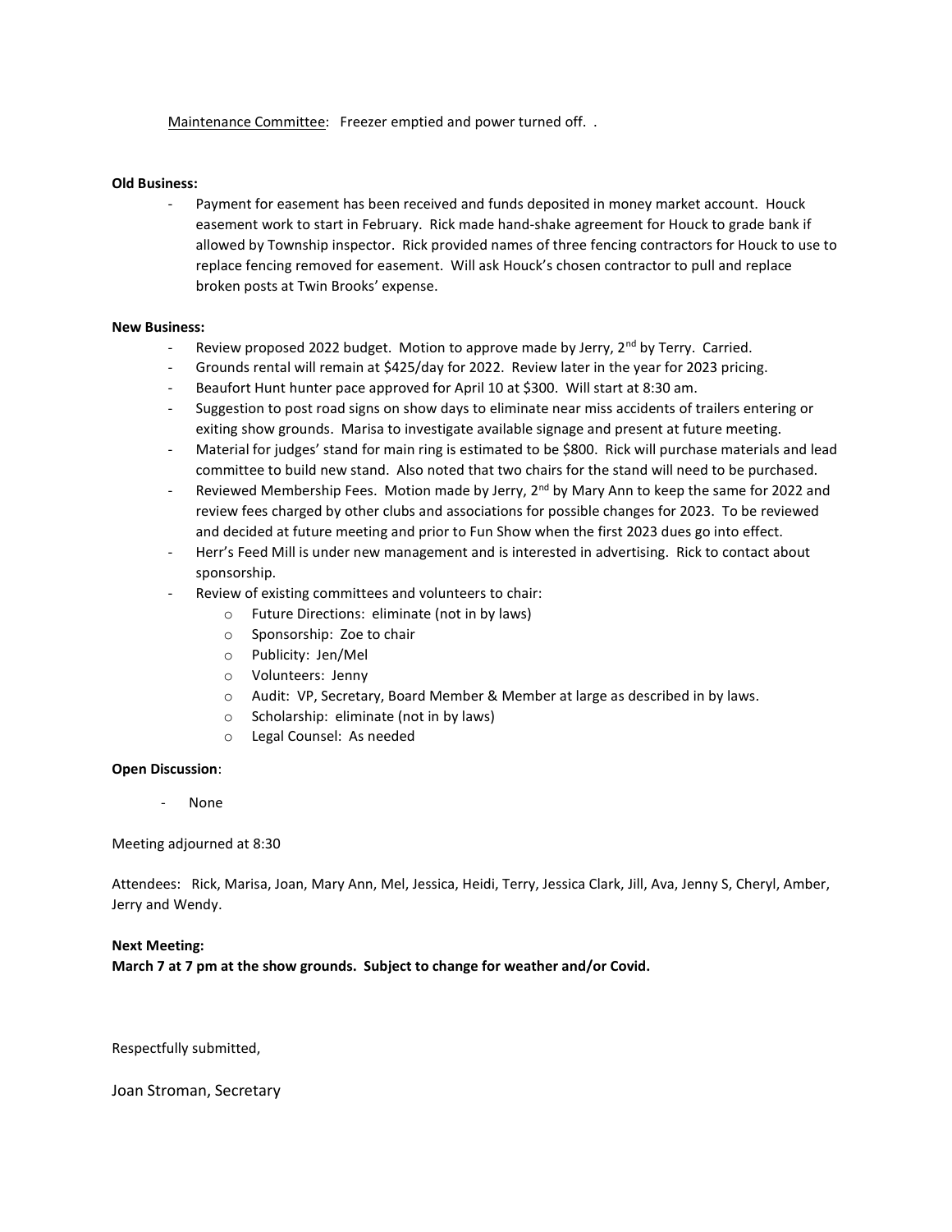Maintenance Committee:  Freezer emptied and power turned off.  .

**Old Business:**

- Payment for easement has been received and funds deposited in money market account.  Houck easement work to start in February.  Rick made hand-shake agreement for Houck to grade bank if allowed by Township inspector.  Rick provided names of three fencing contractors for Houck to use to replace fencing removed for easement.  Will ask Houck's chosen contractor to pull and replace broken posts at Twin Brooks' expense.

**New Business:**

- Review proposed 2022 budget.  Motion to approve made by Jerry, 2nd by Terry.  Carried.
- Grounds rental will remain at $425/day for 2022.  Review later in the year for 2023 pricing.
- Beaufort Hunt hunter pace approved for April 10 at $300.  Will start at 8:30 am.
- Suggestion to post road signs on show days to eliminate near miss accidents of trailers entering or exiting show grounds.  Marisa to investigate available signage and present at future meeting.
- Material for judges' stand for main ring is estimated to be $800.  Rick will purchase materials and lead committee to build new stand.  Also noted that two chairs for the stand will need to be purchased.
- Reviewed Membership Fees.  Motion made by Jerry, 2nd by Mary Ann to keep the same for 2022 and review fees charged by other clubs and associations for possible changes for 2023.  To be reviewed and decided at future meeting and prior to Fun Show when the first 2023 dues go into effect.
- Herr's Feed Mill is under new management and is interested in advertising.  Rick to contact about sponsorship.
- Review of existing committees and volunteers to chair:
  - Future Directions:  eliminate (not in by laws)
  - Sponsorship:  Zoe to chair
  - Publicity:  Jen/Mel
  - Volunteers:  Jenny
  - Audit:  VP, Secretary, Board Member & Member at large as described in by laws.
  - Scholarship:  eliminate (not in by laws)
  - Legal Counsel:  As needed

**Open Discussion**:

- None

Meeting adjourned at 8:30

Attendees:  Rick, Marisa, Joan, Mary Ann, Mel, Jessica, Heidi, Terry, Jessica Clark, Jill, Ava, Jenny S, Cheryl, Amber, Jerry and Wendy.

**Next Meeting:**
**March 7 at 7 pm at the show grounds.  Subject to change for weather and/or Covid.**

Respectfully submitted,

Joan Stroman, Secretary